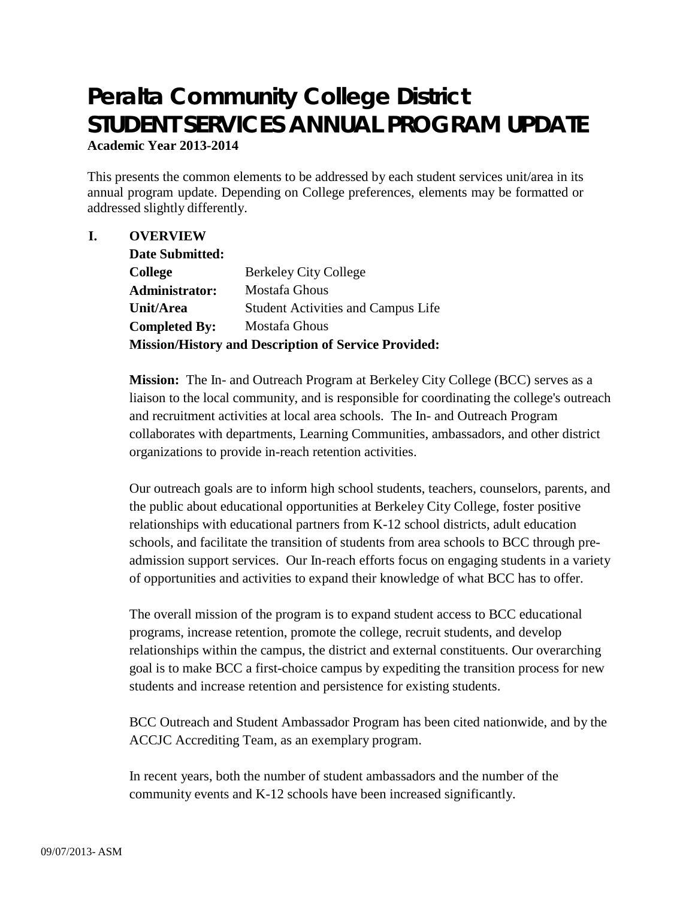# Peralta Community College District
# STUDENT SERVICES ANNUAL PROGRAM UPDATE

**Academic Year 2013-2014**

This presents the common elements to be addressed by each student services unit/area in its annual program update. Depending on College preferences, elements may be formatted or addressed slightly differently.

## I. OVERVIEW

**Date Submitted:**
**College** Berkeley City College
**Administrator:** Mostafa Ghous
**Unit/Area** Student Activities and Campus Life
**Completed By:** Mostafa Ghous
**Mission/History and Description of Service Provided:**

**Mission:** The In- and Outreach Program at Berkeley City College (BCC) serves as a liaison to the local community, and is responsible for coordinating the college's outreach and recruitment activities at local area schools. The In- and Outreach Program collaborates with departments, Learning Communities, ambassadors, and other district organizations to provide in-reach retention activities.

Our outreach goals are to inform high school students, teachers, counselors, parents, and the public about educational opportunities at Berkeley City College, foster positive relationships with educational partners from K-12 school districts, adult education schools, and facilitate the transition of students from area schools to BCC through pre-admission support services. Our In-reach efforts focus on engaging students in a variety of opportunities and activities to expand their knowledge of what BCC has to offer.

The overall mission of the program is to expand student access to BCC educational programs, increase retention, promote the college, recruit students, and develop relationships within the campus, the district and external constituents. Our overarching goal is to make BCC a first-choice campus by expediting the transition process for new students and increase retention and persistence for existing students.

BCC Outreach and Student Ambassador Program has been cited nationwide, and by the ACCJC Accrediting Team, as an exemplary program.

In recent years, both the number of student ambassadors and the number of the community events and K-12 schools have been increased significantly.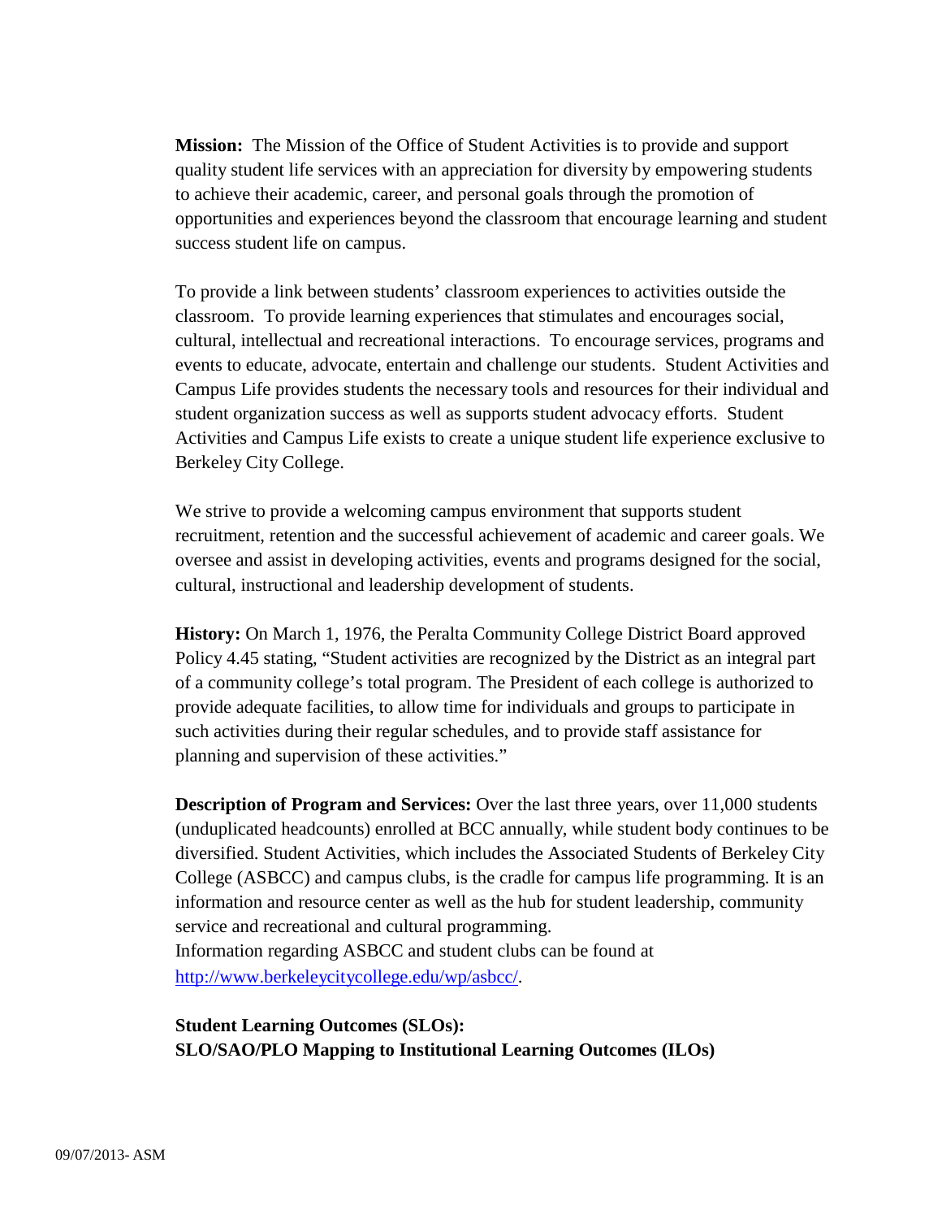**Mission:** The Mission of the Office of Student Activities is to provide and support quality student life services with an appreciation for diversity by empowering students to achieve their academic, career, and personal goals through the promotion of opportunities and experiences beyond the classroom that encourage learning and student success student life on campus.

To provide a link between students' classroom experiences to activities outside the classroom. To provide learning experiences that stimulates and encourages social, cultural, intellectual and recreational interactions. To encourage services, programs and events to educate, advocate, entertain and challenge our students. Student Activities and Campus Life provides students the necessary tools and resources for their individual and student organization success as well as supports student advocacy efforts. Student Activities and Campus Life exists to create a unique student life experience exclusive to Berkeley City College.

We strive to provide a welcoming campus environment that supports student recruitment, retention and the successful achievement of academic and career goals. We oversee and assist in developing activities, events and programs designed for the social, cultural, instructional and leadership development of students.

**History:** On March 1, 1976, the Peralta Community College District Board approved Policy 4.45 stating, "Student activities are recognized by the District as an integral part of a community college's total program. The President of each college is authorized to provide adequate facilities, to allow time for individuals and groups to participate in such activities during their regular schedules, and to provide staff assistance for planning and supervision of these activities."

**Description of Program and Services:** Over the last three years, over 11,000 students (unduplicated headcounts) enrolled at BCC annually, while student body continues to be diversified. Student Activities, which includes the Associated Students of Berkeley City College (ASBCC) and campus clubs, is the cradle for campus life programming. It is an information and resource center as well as the hub for student leadership, community service and recreational and cultural programming.
Information regarding ASBCC and student clubs can be found at http://www.berkeleycitycollege.edu/wp/asbcc/.

**Student Learning Outcomes (SLOs):**
**SLO/SAO/PLO Mapping to Institutional Learning Outcomes (ILOs)**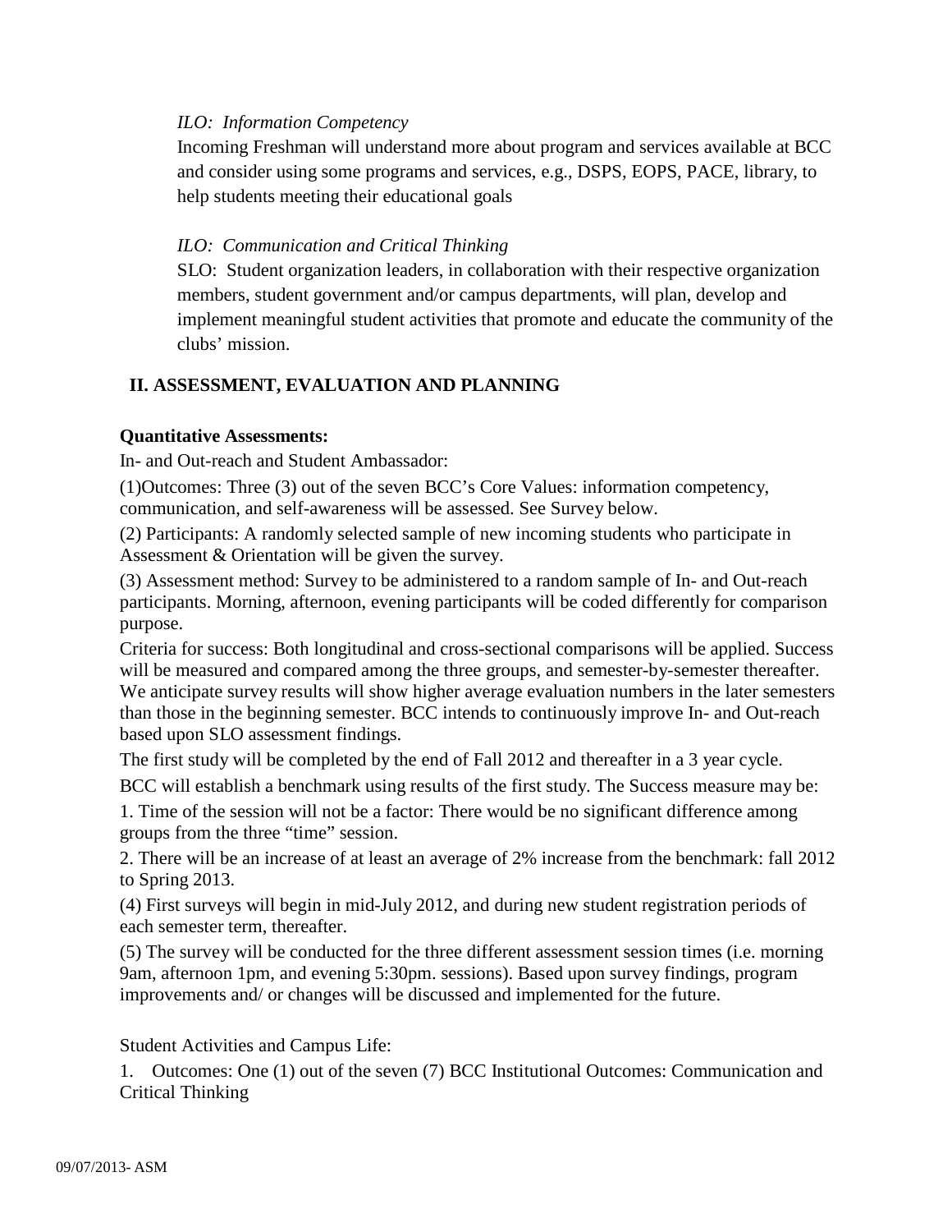*ILO: Information Competency*

Incoming Freshman will understand more about program and services available at BCC and consider using some programs and services, e.g., DSPS, EOPS, PACE, library, to help students meeting their educational goals

*ILO: Communication and Critical Thinking*

SLO: Student organization leaders, in collaboration with their respective organization members, student government and/or campus departments, will plan, develop and implement meaningful student activities that promote and educate the community of the clubs' mission.

## II. ASSESSMENT, EVALUATION AND PLANNING

**Quantitative Assessments:**

In- and Out-reach and Student Ambassador:

(1)Outcomes: Three (3) out of the seven BCC's Core Values: information competency, communication, and self-awareness will be assessed. See Survey below.

(2) Participants: A randomly selected sample of new incoming students who participate in Assessment & Orientation will be given the survey.

(3) Assessment method: Survey to be administered to a random sample of In- and Out-reach participants. Morning, afternoon, evening participants will be coded differently for comparison purpose.

Criteria for success: Both longitudinal and cross-sectional comparisons will be applied. Success will be measured and compared among the three groups, and semester-by-semester thereafter. We anticipate survey results will show higher average evaluation numbers in the later semesters than those in the beginning semester. BCC intends to continuously improve In- and Out-reach based upon SLO assessment findings.

The first study will be completed by the end of Fall 2012 and thereafter in a 3 year cycle.

BCC will establish a benchmark using results of the first study. The Success measure may be:

1. Time of the session will not be a factor: There would be no significant difference among groups from the three "time" session.

2. There will be an increase of at least an average of 2% increase from the benchmark: fall 2012 to Spring 2013.

(4) First surveys will begin in mid-July 2012, and during new student registration periods of each semester term, thereafter.

(5) The survey will be conducted for the three different assessment session times (i.e. morning 9am, afternoon 1pm, and evening 5:30pm. sessions). Based upon survey findings, program improvements and/ or changes will be discussed and implemented for the future.

Student Activities and Campus Life:

1. Outcomes: One (1) out of the seven (7) BCC Institutional Outcomes: Communication and Critical Thinking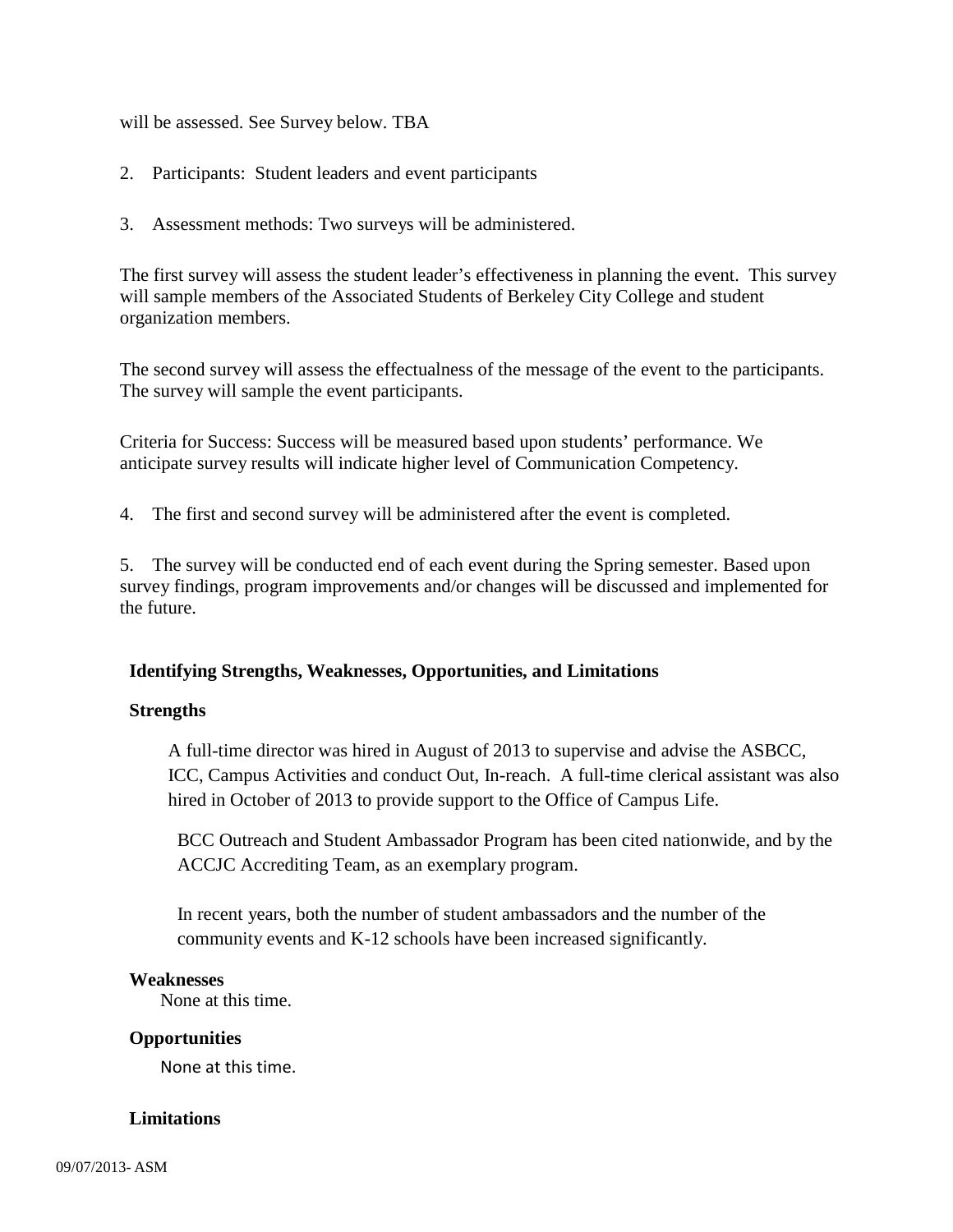will be assessed. See Survey below. TBA

2. Participants: Student leaders and event participants

3. Assessment methods: Two surveys will be administered.

The first survey will assess the student leader's effectiveness in planning the event. This survey will sample members of the Associated Students of Berkeley City College and student organization members.

The second survey will assess the effectualness of the message of the event to the participants. The survey will sample the event participants.

Criteria for Success: Success will be measured based upon students' performance. We anticipate survey results will indicate higher level of Communication Competency.

4. The first and second survey will be administered after the event is completed.

5. The survey will be conducted end of each event during the Spring semester. Based upon survey findings, program improvements and/or changes will be discussed and implemented for the future.

**Identifying Strengths, Weaknesses, Opportunities, and Limitations**

**Strengths**

A full-time director was hired in August of 2013 to supervise and advise the ASBCC, ICC, Campus Activities and conduct Out, In-reach. A full-time clerical assistant was also hired in October of 2013 to provide support to the Office of Campus Life.

BCC Outreach and Student Ambassador Program has been cited nationwide, and by the ACCJC Accrediting Team, as an exemplary program.

In recent years, both the number of student ambassadors and the number of the community events and K-12 schools have been increased significantly.

**Weaknesses**

None at this time.

**Opportunities**

None at this time.

**Limitations**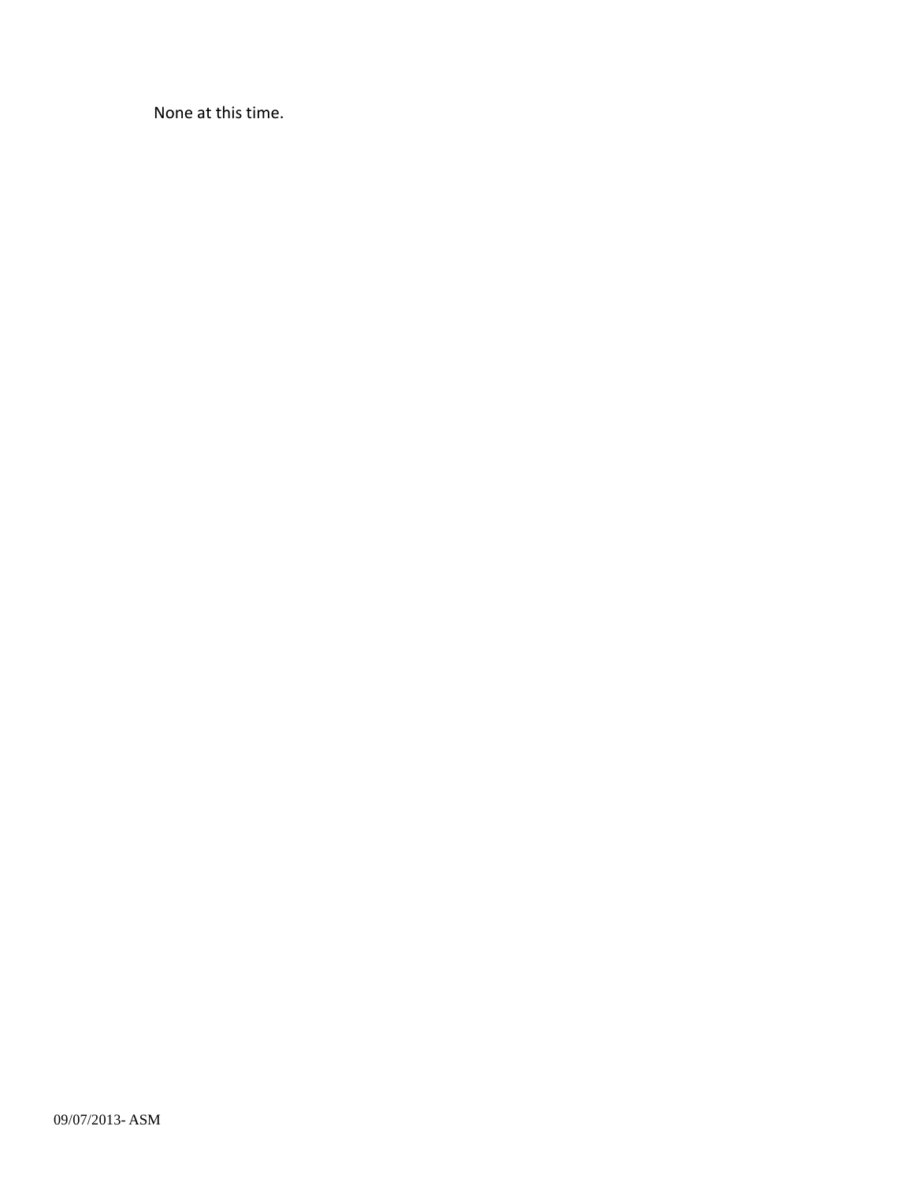None at this time.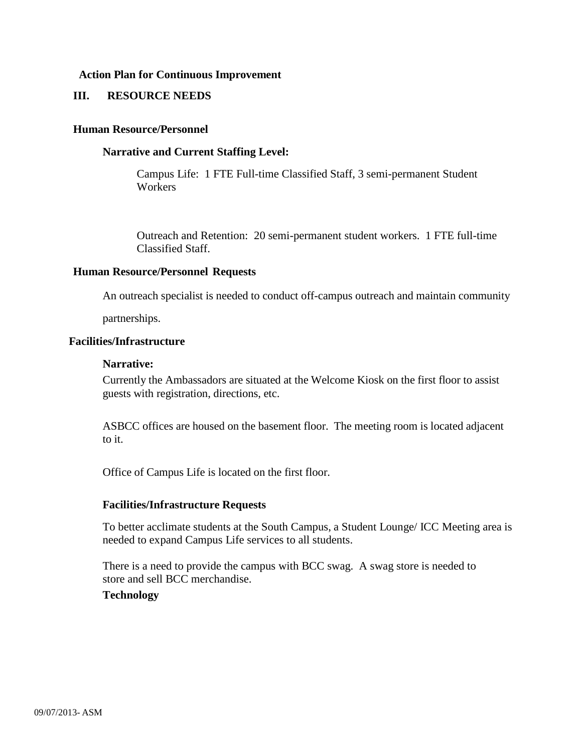**Action Plan for Continuous Improvement**

## III. RESOURCE NEEDS

### Human Resource/Personnel

**Narrative and Current Staffing Level:**

Campus Life: 1 FTE Full-time Classified Staff, 3 semi-permanent Student Workers

Outreach and Retention: 20 semi-permanent student workers. 1 FTE full-time Classified Staff.

### Human Resource/Personnel Requests

An outreach specialist is needed to conduct off-campus outreach and maintain community partnerships.

### Facilities/Infrastructure

**Narrative:**

Currently the Ambassadors are situated at the Welcome Kiosk on the first floor to assist guests with registration, directions, etc.

ASBCC offices are housed on the basement floor. The meeting room is located adjacent to it.

Office of Campus Life is located on the first floor.

**Facilities/Infrastructure Requests**

To better acclimate students at the South Campus, a Student Lounge/ ICC Meeting area is needed to expand Campus Life services to all students.

There is a need to provide the campus with BCC swag. A swag store is needed to store and sell BCC merchandise.

**Technology**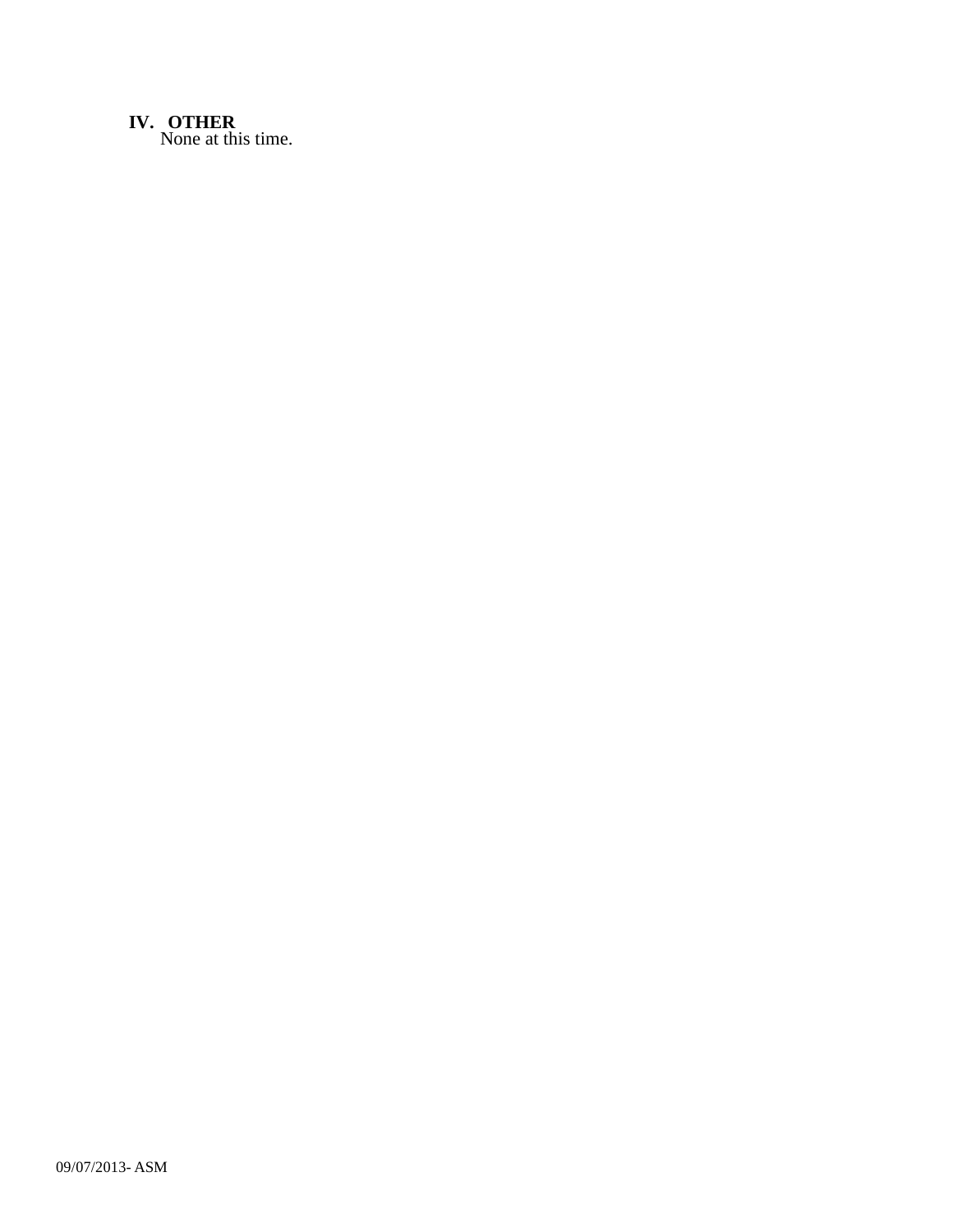## IV. OTHER

None at this time.

09/07/2013- ASM